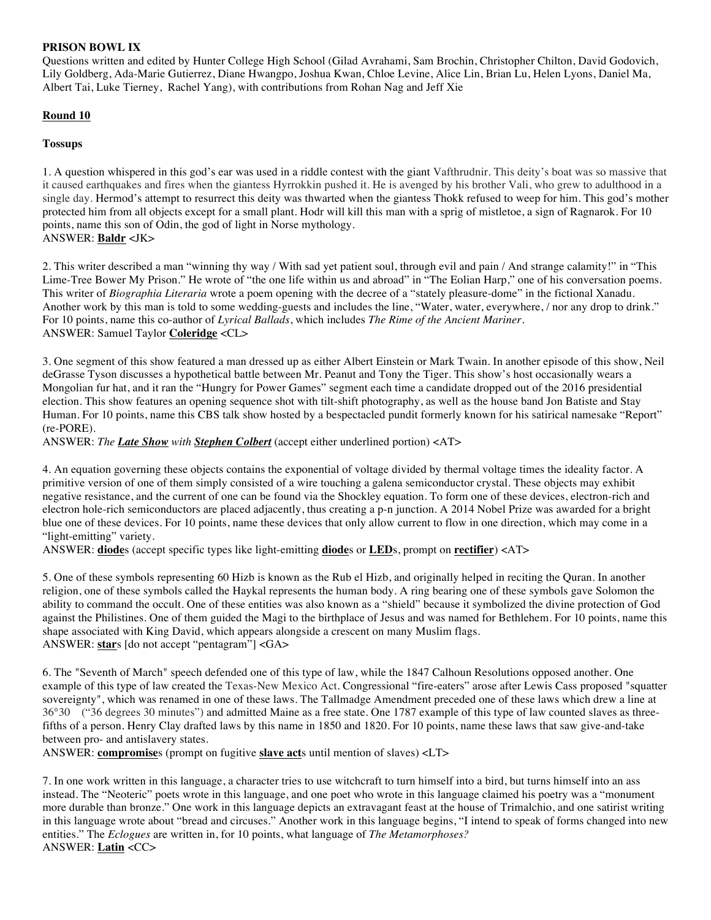**PRISON BOWL IX**

Questions written and edited by Hunter College High School (Gilad Avrahami, Sam Brochin, Christopher Chilton, David Godovich, Lily Goldberg, Ada-Marie Gutierrez, Diane Hwangpo, Joshua Kwan, Chloe Levine, Alice Lin, Brian Lu, Helen Lyons, Daniel Ma, Albert Tai, Luke Tierney, Rachel Yang), with contributions from Rohan Nag and Jeff Xie

## Round 10

### Tossups

1. A question whispered in this god's ear was used in a riddle contest with the giant Vafthrudnir. This deity's boat was so massive that it caused earthquakes and fires when the giantess Hyrrokkin pushed it. He is avenged by his brother Vali, who grew to adulthood in a single day. Hermod's attempt to resurrect this deity was thwarted when the giantess Thokk refused to weep for him. This god's mother protected him from all objects except for a small plant. Hodr will kill this man with a sprig of mistletoe, a sign of Ragnarok. For 10 points, name this son of Odin, the god of light in Norse mythology.
ANSWER: **Baldr** <JK>

2. This writer described a man "winning thy way / With sad yet patient soul, through evil and pain / And strange calamity!" in "This Lime-Tree Bower My Prison." He wrote of "the one life within us and abroad" in "The Eolian Harp," one of his conversation poems. This writer of *Biographia Literaria* wrote a poem opening with the decree of a "stately pleasure-dome" in the fictional Xanadu. Another work by this man is told to some wedding-guests and includes the line, "Water, water, everywhere, / nor any drop to drink." For 10 points, name this co-author of *Lyrical Ballads*, which includes *The Rime of the Ancient Mariner*.
ANSWER: Samuel Taylor **Coleridge** <CL>

3. One segment of this show featured a man dressed up as either Albert Einstein or Mark Twain. In another episode of this show, Neil deGrasse Tyson discusses a hypothetical battle between Mr. Peanut and Tony the Tiger. This show's host occasionally wears a Mongolian fur hat, and it ran the "Hungry for Power Games" segment each time a candidate dropped out of the 2016 presidential election. This show features an opening sequence shot with tilt-shift photography, as well as the house band Jon Batiste and Stay Human. For 10 points, name this CBS talk show hosted by a bespectacled pundit formerly known for his satirical namesake "Report" (re-PORE).
ANSWER: *The* ***Late Show*** *with* ***Stephen Colbert*** (accept either underlined portion) <AT>

4. An equation governing these objects contains the exponential of voltage divided by thermal voltage times the ideality factor. A primitive version of one of them simply consisted of a wire touching a galena semiconductor crystal. These objects may exhibit negative resistance, and the current of one can be found via the Shockley equation. To form one of these devices, electron-rich and electron hole-rich semiconductors are placed adjacently, thus creating a p-n junction. A 2014 Nobel Prize was awarded for a bright blue one of these devices. For 10 points, name these devices that only allow current to flow in one direction, which may come in a "light-emitting" variety.
ANSWER: **diode**s (accept specific types like light-emitting **diode**s or **LED**s, prompt on **rectifier**) <AT>

5. One of these symbols representing 60 Hizb is known as the Rub el Hizb, and originally helped in reciting the Quran. In another religion, one of these symbols called the Haykal represents the human body. A ring bearing one of these symbols gave Solomon the ability to command the occult. One of these entities was also known as a "shield" because it symbolized the divine protection of God against the Philistines. One of them guided the Magi to the birthplace of Jesus and was named for Bethlehem. For 10 points, name this shape associated with King David, which appears alongside a crescent on many Muslim flags.
ANSWER: **star**s [do not accept "pentagram"] <GA>

6. The "Seventh of March" speech defended one of this type of law, while the 1847 Calhoun Resolutions opposed another. One example of this type of law created the Texas-New Mexico Act. Congressional "fire-eaters" arose after Lewis Cass proposed "squatter sovereignty", which was renamed in one of these laws. The Tallmadge Amendment preceded one of these laws which drew a line at 36°30 ("36 degrees 30 minutes") and admitted Maine as a free state. One 1787 example of this type of law counted slaves as three-fifths of a person. Henry Clay drafted laws by this name in 1850 and 1820. For 10 points, name these laws that saw give-and-take between pro- and antislavery states.
ANSWER: **compromise**s (prompt on fugitive **slave act**s until mention of slaves) <LT>

7. In one work written in this language, a character tries to use witchcraft to turn himself into a bird, but turns himself into an ass instead. The "Neoteric" poets wrote in this language, and one poet who wrote in this language claimed his poetry was a "monument more durable than bronze." One work in this language depicts an extravagant feast at the house of Trimalchio, and one satirist writing in this language wrote about "bread and circuses." Another work in this language begins, "I intend to speak of forms changed into new entities." The *Eclogues* are written in, for 10 points, what language of *The Metamorphoses?*
ANSWER: **Latin** <CC>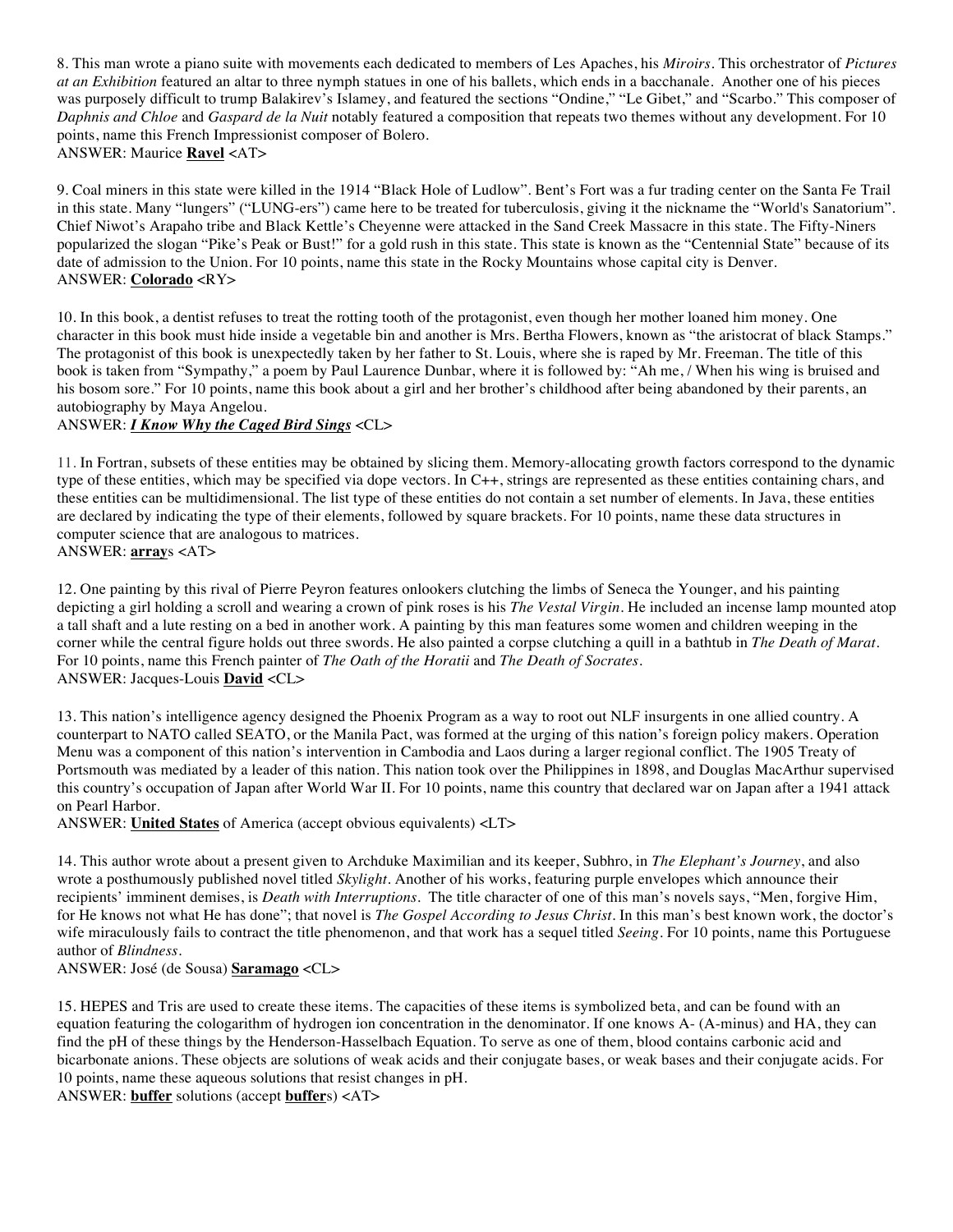8. This man wrote a piano suite with movements each dedicated to members of Les Apaches, his *Miroirs*. This orchestrator of *Pictures at an Exhibition* featured an altar to three nymph statues in one of his ballets, which ends in a bacchanale. Another one of his pieces was purposely difficult to trump Balakirev's Islamey, and featured the sections "Ondine," "Le Gibet," and "Scarbo." This composer of *Daphnis and Chloe* and *Gaspard de la Nuit* notably featured a composition that repeats two themes without any development. For 10 points, name this French Impressionist composer of Bolero.
ANSWER: Maurice **Ravel** <AT>

9. Coal miners in this state were killed in the 1914 "Black Hole of Ludlow". Bent's Fort was a fur trading center on the Santa Fe Trail in this state. Many "lungers" ("LUNG-ers") came here to be treated for tuberculosis, giving it the nickname the "World's Sanatorium". Chief Niwot's Arapaho tribe and Black Kettle's Cheyenne were attacked in the Sand Creek Massacre in this state. The Fifty-Niners popularized the slogan "Pike's Peak or Bust!" for a gold rush in this state. This state is known as the "Centennial State" because of its date of admission to the Union. For 10 points, name this state in the Rocky Mountains whose capital city is Denver.
ANSWER: **Colorado** <RY>

10. In this book, a dentist refuses to treat the rotting tooth of the protagonist, even though her mother loaned him money. One character in this book must hide inside a vegetable bin and another is Mrs. Bertha Flowers, known as "the aristocrat of black Stamps." The protagonist of this book is unexpectedly taken by her father to St. Louis, where she is raped by Mr. Freeman. The title of this book is taken from "Sympathy," a poem by Paul Laurence Dunbar, where it is followed by: "Ah me, / When his wing is bruised and his bosom sore." For 10 points, name this book about a girl and her brother's childhood after being abandoned by their parents, an autobiography by Maya Angelou.
ANSWER: ***I Know Why the Caged Bird Sings*** <CL>

11. In Fortran, subsets of these entities may be obtained by slicing them. Memory-allocating growth factors correspond to the dynamic type of these entities, which may be specified via dope vectors. In C++, strings are represented as these entities containing chars, and these entities can be multidimensional. The list type of these entities do not contain a set number of elements. In Java, these entities are declared by indicating the type of their elements, followed by square brackets. For 10 points, name these data structures in computer science that are analogous to matrices.
ANSWER: **array**s <AT>

12. One painting by this rival of Pierre Peyron features onlookers clutching the limbs of Seneca the Younger, and his painting depicting a girl holding a scroll and wearing a crown of pink roses is his *The Vestal Virgin*. He included an incense lamp mounted atop a tall shaft and a lute resting on a bed in another work. A painting by this man features some women and children weeping in the corner while the central figure holds out three swords. He also painted a corpse clutching a quill in a bathtub in *The Death of Marat*. For 10 points, name this French painter of *The Oath of the Horatii* and *The Death of Socrates*.
ANSWER: Jacques-Louis **David** <CL>

13. This nation's intelligence agency designed the Phoenix Program as a way to root out NLF insurgents in one allied country. A counterpart to NATO called SEATO, or the Manila Pact, was formed at the urging of this nation's foreign policy makers. Operation Menu was a component of this nation's intervention in Cambodia and Laos during a larger regional conflict. The 1905 Treaty of Portsmouth was mediated by a leader of this nation. This nation took over the Philippines in 1898, and Douglas MacArthur supervised this country's occupation of Japan after World War II. For 10 points, name this country that declared war on Japan after a 1941 attack on Pearl Harbor.
ANSWER: **United States** of America (accept obvious equivalents) <LT>

14. This author wrote about a present given to Archduke Maximilian and its keeper, Subhro, in *The Elephant's Journey*, and also wrote a posthumously published novel titled *Skylight*. Another of his works, featuring purple envelopes which announce their recipients' imminent demises, is *Death with Interruptions*. The title character of one of this man's novels says, "Men, forgive Him, for He knows not what He has done"; that novel is *The Gospel According to Jesus Christ*. In this man's best known work, the doctor's wife miraculously fails to contract the title phenomenon, and that work has a sequel titled *Seeing*. For 10 points, name this Portuguese author of *Blindness*.
ANSWER: José (de Sousa) **Saramago** <CL>

15. HEPES and Tris are used to create these items. The capacities of these items is symbolized beta, and can be found with an equation featuring the cologarithm of hydrogen ion concentration in the denominator. If one knows A- (A-minus) and HA, they can find the pH of these things by the Henderson-Hasselbach Equation. To serve as one of them, blood contains carbonic acid and bicarbonate anions. These objects are solutions of weak acids and their conjugate bases, or weak bases and their conjugate acids. For 10 points, name these aqueous solutions that resist changes in pH.
ANSWER: **buffer** solutions (accept **buffer**s) <AT>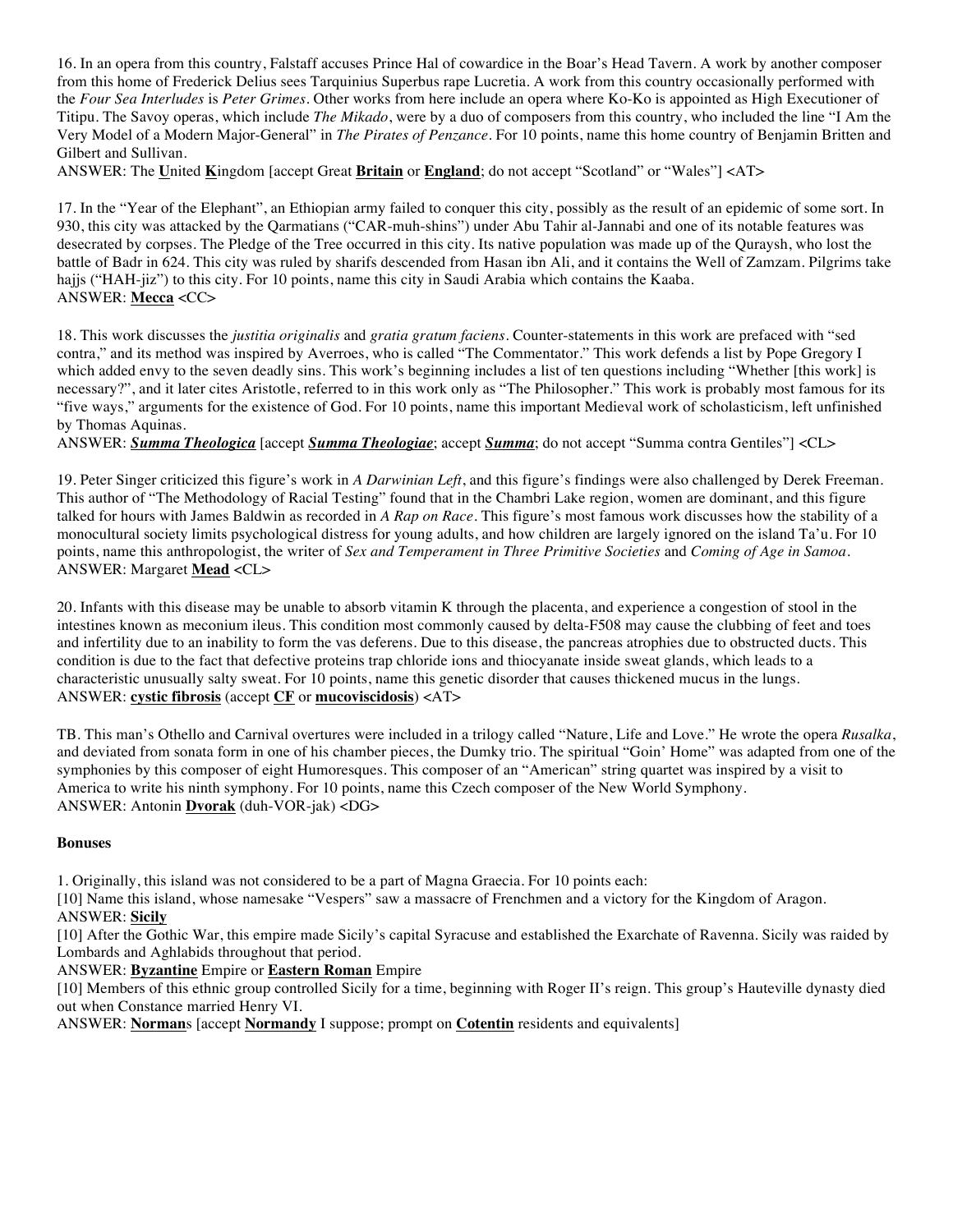16. In an opera from this country, Falstaff accuses Prince Hal of cowardice in the Boar's Head Tavern. A work by another composer from this home of Frederick Delius sees Tarquinius Superbus rape Lucretia. A work from this country occasionally performed with the *Four Sea Interludes* is *Peter Grimes*. Other works from here include an opera where Ko-Ko is appointed as High Executioner of Titipu. The Savoy operas, which include *The Mikado*, were by a duo of composers from this country, who included the line "I Am the Very Model of a Modern Major-General" in *The Pirates of Penzance*. For 10 points, name this home country of Benjamin Britten and Gilbert and Sullivan.

ANSWER: The **U**nited **K**ingdom [accept Great **Britain** or **England**; do not accept "Scotland" or "Wales"] <AT>

17. In the "Year of the Elephant", an Ethiopian army failed to conquer this city, possibly as the result of an epidemic of some sort. In 930, this city was attacked by the Qarmatians ("CAR-muh-shins") under Abu Tahir al-Jannabi and one of its notable features was desecrated by corpses. The Pledge of the Tree occurred in this city. Its native population was made up of the Quraysh, who lost the battle of Badr in 624. This city was ruled by sharifs descended from Hasan ibn Ali, and it contains the Well of Zamzam. Pilgrims take hajjs ("HAH-jiz") to this city. For 10 points, name this city in Saudi Arabia which contains the Kaaba.

ANSWER: **Mecca** <CC>

18. This work discusses the *justitia originalis* and *gratia gratum faciens*. Counter-statements in this work are prefaced with "sed contra," and its method was inspired by Averroes, who is called "The Commentator." This work defends a list by Pope Gregory I which added envy to the seven deadly sins. This work's beginning includes a list of ten questions including "Whether [this work] is necessary?", and it later cites Aristotle, referred to in this work only as "The Philosopher." This work is probably most famous for its "five ways," arguments for the existence of God. For 10 points, name this important Medieval work of scholasticism, left unfinished by Thomas Aquinas.

ANSWER: ***Summa Theologica*** [accept ***Summa Theologiae***; accept ***Summa***; do not accept "Summa contra Gentiles"] <CL>

19. Peter Singer criticized this figure's work in *A Darwinian Left*, and this figure's findings were also challenged by Derek Freeman. This author of "The Methodology of Racial Testing" found that in the Chambri Lake region, women are dominant, and this figure talked for hours with James Baldwin as recorded in *A Rap on Race*. This figure's most famous work discusses how the stability of a monocultural society limits psychological distress for young adults, and how children are largely ignored on the island Ta'u. For 10 points, name this anthropologist, the writer of *Sex and Temperament in Three Primitive Societies* and *Coming of Age in Samoa*.

ANSWER: Margaret **Mead** <CL>

20. Infants with this disease may be unable to absorb vitamin K through the placenta, and experience a congestion of stool in the intestines known as meconium ileus. This condition most commonly caused by delta-F508 may cause the clubbing of feet and toes and infertility due to an inability to form the vas deferens. Due to this disease, the pancreas atrophies due to obstructed ducts. This condition is due to the fact that defective proteins trap chloride ions and thiocyanate inside sweat glands, which leads to a characteristic unusually salty sweat. For 10 points, name this genetic disorder that causes thickened mucus in the lungs.

ANSWER: **cystic fibrosis** (accept **CF** or **mucoviscidosis**) <AT>

TB. This man's Othello and Carnival overtures were included in a trilogy called "Nature, Life and Love." He wrote the opera *Rusalka*, and deviated from sonata form in one of his chamber pieces, the Dumky trio. The spiritual "Goin' Home" was adapted from one of the symphonies by this composer of eight Humoresques. This composer of an "American" string quartet was inspired by a visit to America to write his ninth symphony. For 10 points, name this Czech composer of the New World Symphony.

ANSWER: Antonin **Dvorak** (duh-VOR-jak) <DG>

### Bonuses

1. Originally, this island was not considered to be a part of Magna Graecia. For 10 points each:

[10] Name this island, whose namesake "Vespers" saw a massacre of Frenchmen and a victory for the Kingdom of Aragon.

ANSWER: **Sicily**

[10] After the Gothic War, this empire made Sicily's capital Syracuse and established the Exarchate of Ravenna. Sicily was raided by Lombards and Aghlabids throughout that period.

ANSWER: **Byzantine** Empire or **Eastern Roman** Empire

[10] Members of this ethnic group controlled Sicily for a time, beginning with Roger II's reign. This group's Hauteville dynasty died out when Constance married Henry VI.

ANSWER: **Norman**s [accept **Normandy** I suppose; prompt on **Cotentin** residents and equivalents]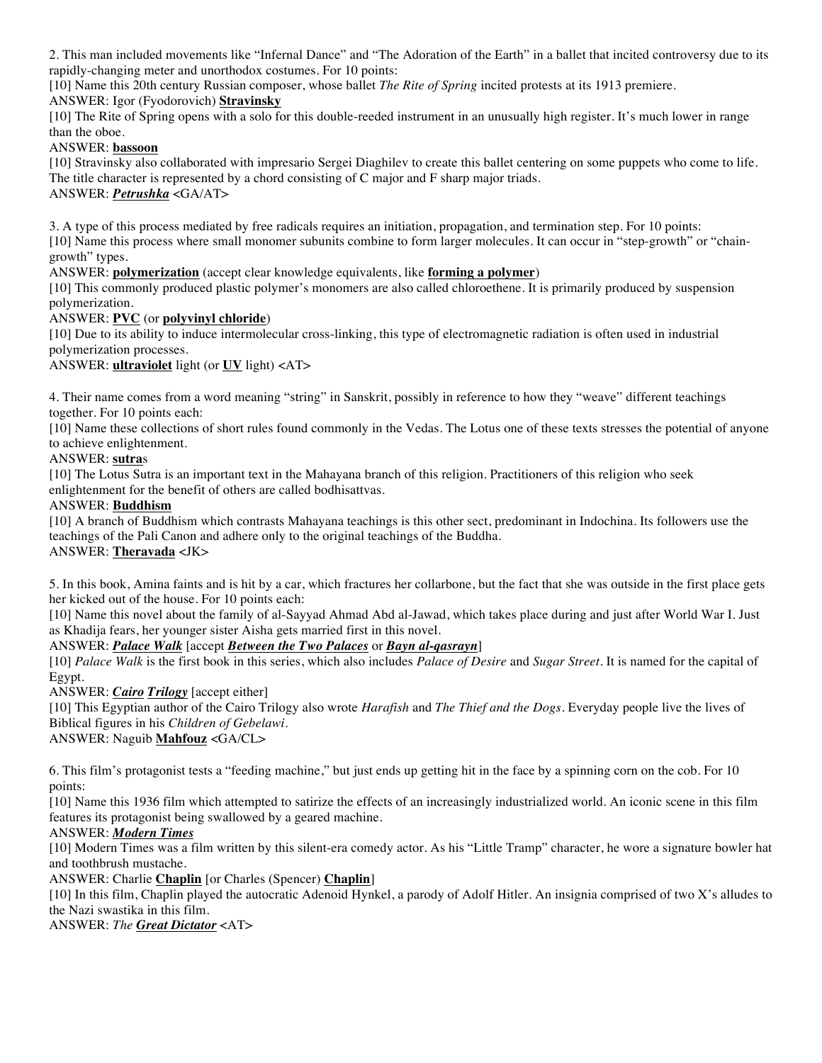2. This man included movements like "Infernal Dance" and "The Adoration of the Earth" in a ballet that incited controversy due to its rapidly-changing meter and unorthodox costumes. For 10 points:

[10] Name this 20th century Russian composer, whose ballet *The Rite of Spring* incited protests at its 1913 premiere.

ANSWER: Igor (Fyodorovich) **<u>Stravinsky</u>**

[10] The Rite of Spring opens with a solo for this double-reeded instrument in an unusually high register. It's much lower in range than the oboe.

ANSWER: **<u>bassoon</u>**

[10] Stravinsky also collaborated with impresario Sergei Diaghilev to create this ballet centering on some puppets who come to life. The title character is represented by a chord consisting of C major and F sharp major triads.

ANSWER: ***<u>Petrushka</u>*** <GA/AT>

3. A type of this process mediated by free radicals requires an initiation, propagation, and termination step. For 10 points:

[10] Name this process where small monomer subunits combine to form larger molecules. It can occur in "step-growth" or "chain-growth" types.

ANSWER: **<u>polymerization</u>** (accept clear knowledge equivalents, like **<u>forming a polymer</u>**)

[10] This commonly produced plastic polymer's monomers are also called chloroethene. It is primarily produced by suspension polymerization.

ANSWER: **<u>PVC</u>** (or **<u>polyvinyl chloride</u>**)

[10] Due to its ability to induce intermolecular cross-linking, this type of electromagnetic radiation is often used in industrial polymerization processes.

ANSWER: **<u>ultraviolet</u>** light (or **<u>UV</u>** light) <AT>

4. Their name comes from a word meaning "string" in Sanskrit, possibly in reference to how they "weave" different teachings together. For 10 points each:

[10] Name these collections of short rules found commonly in the Vedas. The Lotus one of these texts stresses the potential of anyone to achieve enlightenment.

ANSWER: **<u>sutra</u>**s

[10] The Lotus Sutra is an important text in the Mahayana branch of this religion. Practitioners of this religion who seek enlightenment for the benefit of others are called bodhisattvas.

ANSWER: **<u>Buddhism</u>**

[10] A branch of Buddhism which contrasts Mahayana teachings is this other sect, predominant in Indochina. Its followers use the teachings of the Pali Canon and adhere only to the original teachings of the Buddha.

ANSWER: **<u>Theravada</u>** <JK>

5. In this book, Amina faints and is hit by a car, which fractures her collarbone, but the fact that she was outside in the first place gets her kicked out of the house. For 10 points each:

[10] Name this novel about the family of al-Sayyad Ahmad Abd al-Jawad, which takes place during and just after World War I. Just as Khadija fears, her younger sister Aisha gets married first in this novel.

ANSWER: ***<u>Palace Walk</u>*** [accept ***<u>Between the Two Palaces</u>*** or ***<u>Bayn al-qasrayn</u>***]

[10] *Palace Walk* is the first book in this series, which also includes *Palace of Desire* and *Sugar Street*. It is named for the capital of Egypt.

ANSWER: ***<u>Cairo</u>*** ***<u>Trilogy</u>*** [accept either]

[10] This Egyptian author of the Cairo Trilogy also wrote *Harafish* and *The Thief and the Dogs*. Everyday people live the lives of Biblical figures in his *Children of Gebelawi*.

ANSWER: Naguib **<u>Mahfouz</u>** <GA/CL>

6. This film's protagonist tests a "feeding machine," but just ends up getting hit in the face by a spinning corn on the cob. For 10 points:

[10] Name this 1936 film which attempted to satirize the effects of an increasingly industrialized world. An iconic scene in this film features its protagonist being swallowed by a geared machine.

ANSWER: ***<u>Modern Times</u>***

[10] Modern Times was a film written by this silent-era comedy actor. As his "Little Tramp" character, he wore a signature bowler hat and toothbrush mustache.

ANSWER: Charlie **<u>Chaplin</u>** [or Charles (Spencer) **<u>Chaplin</u>**]

[10] In this film, Chaplin played the autocratic Adenoid Hynkel, a parody of Adolf Hitler. An insignia comprised of two X's alludes to the Nazi swastika in this film.

ANSWER: *The* ***<u>Great Dictator</u>*** <AT>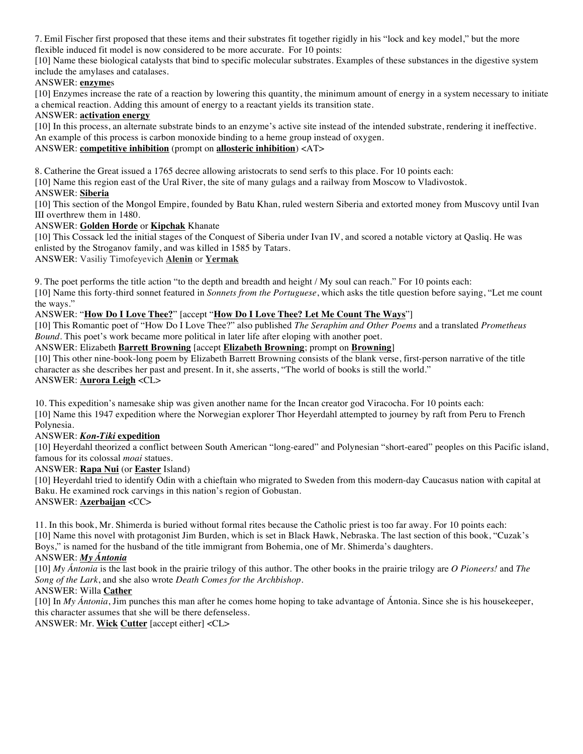7. Emil Fischer first proposed that these items and their substrates fit together rigidly in his "lock and key model," but the more flexible induced fit model is now considered to be more accurate. For 10 points:

[10] Name these biological catalysts that bind to specific molecular substrates. Examples of these substances in the digestive system include the amylases and catalases.

ANSWER: **enzyme**s

[10] Enzymes increase the rate of a reaction by lowering this quantity, the minimum amount of energy in a system necessary to initiate a chemical reaction. Adding this amount of energy to a reactant yields its transition state.

ANSWER: **activation energy**

[10] In this process, an alternate substrate binds to an enzyme's active site instead of the intended substrate, rendering it ineffective. An example of this process is carbon monoxide binding to a heme group instead of oxygen.

ANSWER: **competitive inhibition** (prompt on **allosteric inhibition**) <AT>

8. Catherine the Great issued a 1765 decree allowing aristocrats to send serfs to this place. For 10 points each:

[10] Name this region east of the Ural River, the site of many gulags and a railway from Moscow to Vladivostok.

ANSWER: **Siberia**

[10] This section of the Mongol Empire, founded by Batu Khan, ruled western Siberia and extorted money from Muscovy until Ivan III overthrew them in 1480.

ANSWER: **Golden Horde** or **Kipchak** Khanate

[10] This Cossack led the initial stages of the Conquest of Siberia under Ivan IV, and scored a notable victory at Qasliq. He was enlisted by the Stroganov family, and was killed in 1585 by Tatars.

ANSWER: Vasiliy Timofeyevich **Alenin** or **Yermak**

9. The poet performs the title action "to the depth and breadth and height / My soul can reach." For 10 points each:

[10] Name this forty-third sonnet featured in *Sonnets from the Portuguese*, which asks the title question before saying, "Let me count the ways."

ANSWER: "**How Do I Love Thee?**" [accept "**How Do I Love Thee? Let Me Count The Ways**"]

[10] This Romantic poet of "How Do I Love Thee?" also published *The Seraphim and Other Poems* and a translated *Prometheus Bound*. This poet's work became more political in later life after eloping with another poet.

ANSWER: Elizabeth **Barrett Browning** [accept **Elizabeth Browning**; prompt on **Browning**]

[10] This other nine-book-long poem by Elizabeth Barrett Browning consists of the blank verse, first-person narrative of the title character as she describes her past and present. In it, she asserts, "The world of books is still the world."

ANSWER: **Aurora Leigh** <CL>

10. This expedition's namesake ship was given another name for the Incan creator god Viracocha. For 10 points each:

[10] Name this 1947 expedition where the Norwegian explorer Thor Heyerdahl attempted to journey by raft from Peru to French Polynesia.

ANSWER: ***Kon-Tiki* expedition**

[10] Heyerdahl theorized a conflict between South American "long-eared" and Polynesian "short-eared" peoples on this Pacific island, famous for its colossal *moai* statues.

ANSWER: **Rapa Nui** (or **Easter** Island)

[10] Heyerdahl tried to identify Odin with a chieftain who migrated to Sweden from this modern-day Caucasus nation with capital at Baku. He examined rock carvings in this nation's region of Gobustan.

ANSWER: **Azerbaijan** <CC>

11. In this book, Mr. Shimerda is buried without formal rites because the Catholic priest is too far away. For 10 points each:

[10] Name this novel with protagonist Jim Burden, which is set in Black Hawk, Nebraska. The last section of this book, "Cuzak's Boys," is named for the husband of the title immigrant from Bohemia, one of Mr. Shimerda's daughters.

ANSWER: ***My Ántonia***

[10] *My Ántonia* is the last book in the prairie trilogy of this author. The other books in the prairie trilogy are *O Pioneers!* and *The Song of the Lark*, and she also wrote *Death Comes for the Archbishop*.

ANSWER: Willa **Cather**

[10] In *My Ántonia*, Jim punches this man after he comes home hoping to take advantage of Ántonia. Since she is his housekeeper, this character assumes that she will be there defenseless.

ANSWER: Mr. **Wick** **Cutter** [accept either] <CL>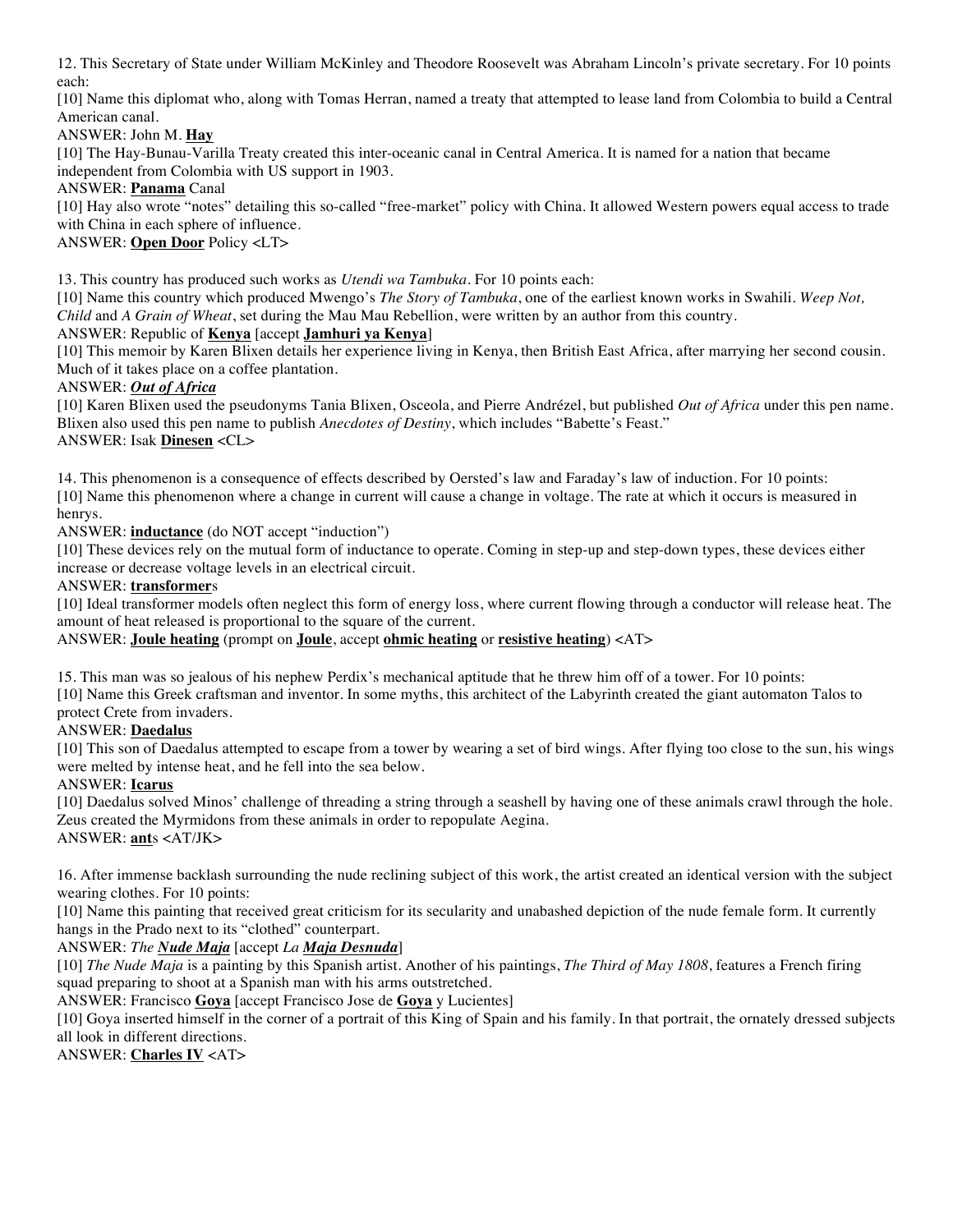12. This Secretary of State under William McKinley and Theodore Roosevelt was Abraham Lincoln's private secretary. For 10 points each:

[10] Name this diplomat who, along with Tomas Herran, named a treaty that attempted to lease land from Colombia to build a Central American canal.

ANSWER: John M. **Hay**

[10] The Hay-Bunau-Varilla Treaty created this inter-oceanic canal in Central America. It is named for a nation that became independent from Colombia with US support in 1903.

ANSWER: **Panama** Canal

[10] Hay also wrote "notes" detailing this so-called "free-market" policy with China. It allowed Western powers equal access to trade with China in each sphere of influence.

ANSWER: **Open Door** Policy <LT>

13. This country has produced such works as *Utendi wa Tambuka*. For 10 points each:

[10] Name this country which produced Mwengo's *The Story of Tambuka*, one of the earliest known works in Swahili. *Weep Not, Child* and *A Grain of Wheat*, set during the Mau Mau Rebellion, were written by an author from this country.

ANSWER: Republic of **Kenya** [accept **Jamhuri ya Kenya**]

[10] This memoir by Karen Blixen details her experience living in Kenya, then British East Africa, after marrying her second cousin. Much of it takes place on a coffee plantation.

ANSWER: ***Out of Africa***

[10] Karen Blixen used the pseudonyms Tania Blixen, Osceola, and Pierre Andrézel, but published *Out of Africa* under this pen name. Blixen also used this pen name to publish *Anecdotes of Destiny*, which includes "Babette's Feast."

ANSWER: Isak **Dinesen** <CL>

14. This phenomenon is a consequence of effects described by Oersted's law and Faraday's law of induction. For 10 points:

[10] Name this phenomenon where a change in current will cause a change in voltage. The rate at which it occurs is measured in henrys.

ANSWER: **inductance** (do NOT accept "induction")

[10] These devices rely on the mutual form of inductance to operate. Coming in step-up and step-down types, these devices either increase or decrease voltage levels in an electrical circuit.

ANSWER: **transformer**s

[10] Ideal transformer models often neglect this form of energy loss, where current flowing through a conductor will release heat. The amount of heat released is proportional to the square of the current.

ANSWER: **Joule heating** (prompt on **Joule**, accept **ohmic heating** or **resistive heating**) <AT>

15. This man was so jealous of his nephew Perdix's mechanical aptitude that he threw him off of a tower. For 10 points:

[10] Name this Greek craftsman and inventor. In some myths, this architect of the Labyrinth created the giant automaton Talos to protect Crete from invaders.

ANSWER: **Daedalus**

[10] This son of Daedalus attempted to escape from a tower by wearing a set of bird wings. After flying too close to the sun, his wings were melted by intense heat, and he fell into the sea below.

ANSWER: **Icarus**

[10] Daedalus solved Minos' challenge of threading a string through a seashell by having one of these animals crawl through the hole. Zeus created the Myrmidons from these animals in order to repopulate Aegina.

ANSWER: **ant**s <AT/JK>

16. After immense backlash surrounding the nude reclining subject of this work, the artist created an identical version with the subject wearing clothes. For 10 points:

[10] Name this painting that received great criticism for its secularity and unabashed depiction of the nude female form. It currently hangs in the Prado next to its "clothed" counterpart.

ANSWER: *The **Nude Maja*** [accept *La **Maja Desnuda***]

[10] *The Nude Maja* is a painting by this Spanish artist. Another of his paintings, *The Third of May 1808*, features a French firing squad preparing to shoot at a Spanish man with his arms outstretched.

ANSWER: Francisco **Goya** [accept Francisco Jose de **Goya** y Lucientes]

[10] Goya inserted himself in the corner of a portrait of this King of Spain and his family. In that portrait, the ornately dressed subjects all look in different directions.

ANSWER: **Charles IV** <AT>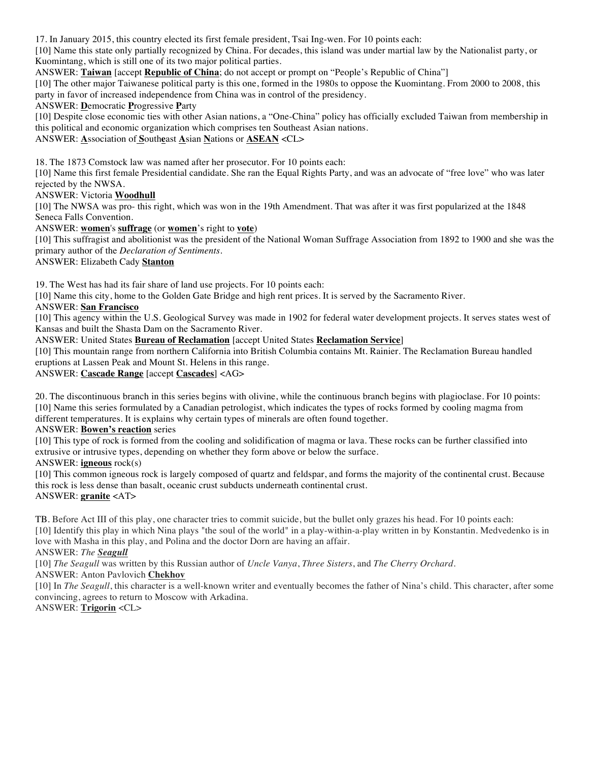17. In January 2015, this country elected its first female president, Tsai Ing-wen. For 10 points each:

[10] Name this state only partially recognized by China. For decades, this island was under martial law by the Nationalist party, or Kuomintang, which is still one of its two major political parties.

ANSWER: **Taiwan** [accept **Republic of China**; do not accept or prompt on "People's Republic of China"]

[10] The other major Taiwanese political party is this one, formed in the 1980s to oppose the Kuomintang. From 2000 to 2008, this party in favor of increased independence from China was in control of the presidency.

ANSWER: **D**emocratic **P**rogressive **P**arty

[10] Despite close economic ties with other Asian nations, a "One-China" policy has officially excluded Taiwan from membership in this political and economic organization which comprises ten Southeast Asian nations.

ANSWER: **A**ssociation of **S**outh**e**ast **A**sian **N**ations or **ASEAN** <CL>

18. The 1873 Comstock law was named after her prosecutor. For 10 points each:

[10] Name this first female Presidential candidate. She ran the Equal Rights Party, and was an advocate of "free love" who was later rejected by the NWSA.

ANSWER: Victoria **Woodhull**

[10] The NWSA was pro- this right, which was won in the 19th Amendment. That was after it was first popularized at the 1848 Seneca Falls Convention.

ANSWER: **women**'s **suffrage** (or **women**'s right to **vote**)

[10] This suffragist and abolitionist was the president of the National Woman Suffrage Association from 1892 to 1900 and she was the primary author of the *Declaration of Sentiments*.

ANSWER: Elizabeth Cady **Stanton**

19. The West has had its fair share of land use projects. For 10 points each:

[10] Name this city, home to the Golden Gate Bridge and high rent prices. It is served by the Sacramento River.

ANSWER: **San Francisco**

[10] This agency within the U.S. Geological Survey was made in 1902 for federal water development projects. It serves states west of Kansas and built the Shasta Dam on the Sacramento River.

ANSWER: United States **Bureau of Reclamation** [accept United States **Reclamation Service**]

[10] This mountain range from northern California into British Columbia contains Mt. Rainier. The Reclamation Bureau handled eruptions at Lassen Peak and Mount St. Helens in this range.

ANSWER: **Cascade Range** [accept **Cascades**] <AG>

20. The discontinuous branch in this series begins with olivine, while the continuous branch begins with plagioclase. For 10 points:

[10] Name this series formulated by a Canadian petrologist, which indicates the types of rocks formed by cooling magma from different temperatures. It is explains why certain types of minerals are often found together.

ANSWER: **Bowen's reaction** series

[10] This type of rock is formed from the cooling and solidification of magma or lava. These rocks can be further classified into extrusive or intrusive types, depending on whether they form above or below the surface.

ANSWER: **igneous** rock(s)

[10] This common igneous rock is largely composed of quartz and feldspar, and forms the majority of the continental crust. Because this rock is less dense than basalt, oceanic crust subducts underneath continental crust.

ANSWER: **granite** <AT>

TB. Before Act III of this play, one character tries to commit suicide, but the bullet only grazes his head. For 10 points each:

[10] Identify this play in which Nina plays "the soul of the world" in a play-within-a-play written in by Konstantin. Medvedenko is in love with Masha in this play, and Polina and the doctor Dorn are having an affair.

ANSWER: *The* ***Seagull***

[10] *The Seagull* was written by this Russian author of *Uncle Vanya*, *Three Sisters*, and *The Cherry Orchard*.

ANSWER: Anton Pavlovich **Chekhov**

[10] In *The Seagull*, this character is a well-known writer and eventually becomes the father of Nina's child. This character, after some convincing, agrees to return to Moscow with Arkadina.

ANSWER: **Trigorin** <CL>